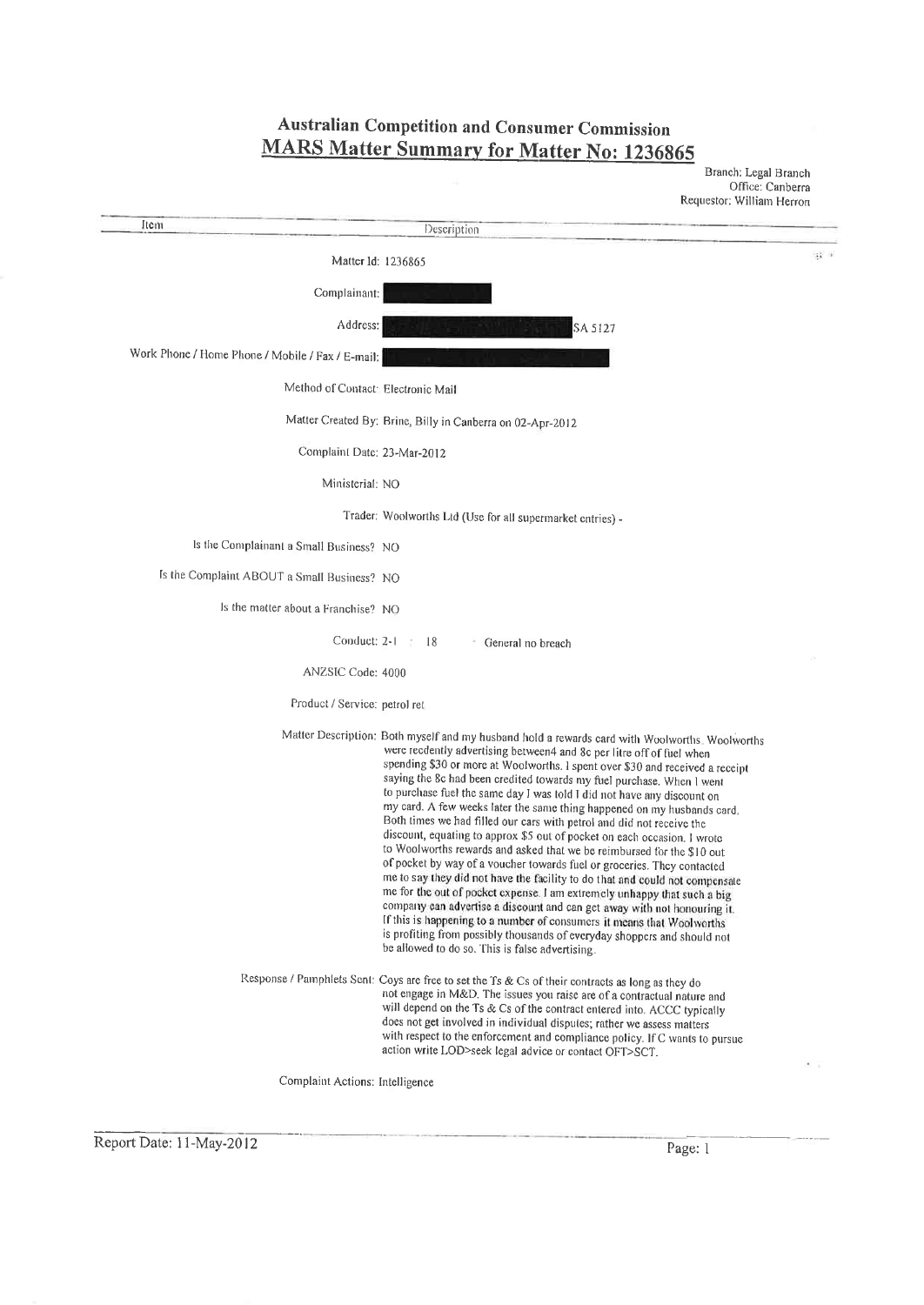# Australian Competition and Consumer Commission

## MARS Matter Summary for Matter No: 1236865

Branch: Legal Branch
Office: Canberra
Requestor: William Herron

| Item | Description |
|---|---|
| Matter Id: | 1236865 |
| Complainant: | [redacted] |
| Address: | [redacted] SA 5127 |
| Work Phone / Home Phone / Mobile / Fax / E-mail: | [redacted] |
| Method of Contact: | Electronic Mail |
| Matter Created By: | Brine, Billy in Canberra on 02-Apr-2012 |
| Complaint Date: | 23-Mar-2012 |
| Ministerial: | NO |
| Trader: | Woolworths Ltd (Use for all supermarket entries) - |
| Is the Complainant a Small Business? | NO |
| Is the Complaint ABOUT a Small Business? | NO |
| Is the matter about a Franchise? | NO |
| Conduct: | 2-1 : 18 General no breach |
| ANZSIC Code: | 4000 |
| Product / Service: | petrol ret |
| Matter Description: | Both myself and my husband hold a rewards card with Woolworths. Woolworths were recdently advertising between4 and 8c per litre off of fuel when spending $30 or more at Woolworths. I spent over $30 and received a receipt saying the 8c had been credited towards my fuel purchase. When I went to purchase fuel the same day I was told I did not have any discount on my card. A few weeks later the same thing happened on my husbands card. Both times we had filled our cars with petrol and did not receive the discount, equating to approx $5 out of pocket on each occasion. I wrote to Woolworths rewards and asked that we be reimbursed for the $10 out of pocket by way of a voucher towards fuel or groceries. They contacted me to say they did not have the facility to do that and could not compensate me for the out of pocket expense. I am extremely unhappy that such a big company can advertise a discount and can get away with not honouring it. If this is happening to a number of consumers it means that Woolworths is profiting from possibly thousands of everyday shoppers and should not be allowed to do so. This is false advertising. |
| Response / Pamphlets Sent: | Coys are free to set the Ts & Cs of their contracts as long as they do not engage in M&D. The issues you raise are of a contractual nature and will depend on the Ts & Cs of the contract entered into. ACCC typically does not get involved in individual disputes; rather we assess matters with respect to the enforcement and compliance policy. If C wants to pursue action write LOD>seek legal advice or contact OFT>SCT. |
| Complaint Actions: | Intelligence |

Report Date: 11-May-2012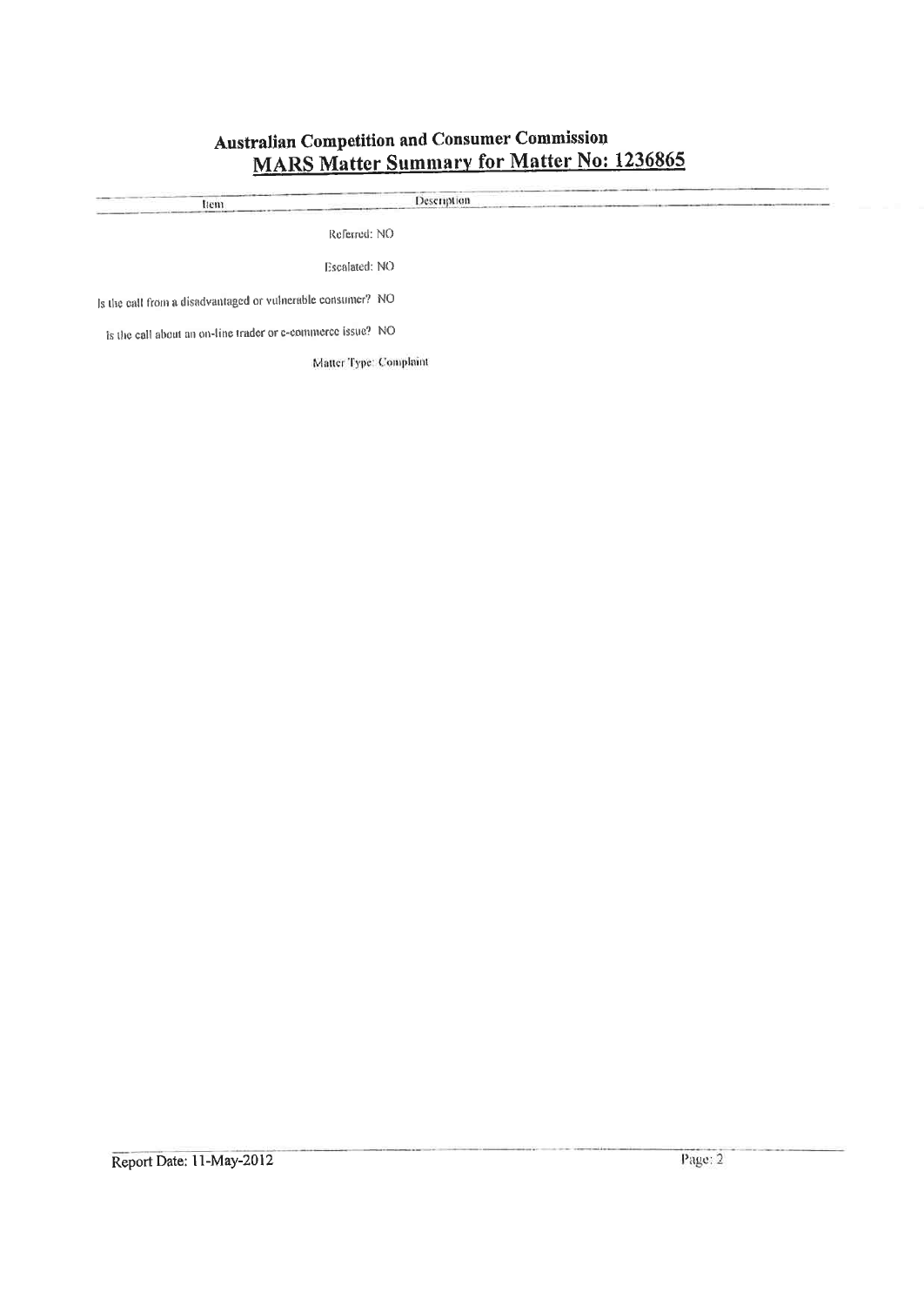# Australian Competition and Consumer Commission

## MARS Matter Summary for Matter No: 1236865

| Item | Description |
| --- | --- |
| Referred: | NO |
| Escalated: | NO |
| Is the call from a disadvantaged or vulnerable consumer? | NO |
| Is the call about an on-line trader or e-commerce issue? | NO |
| Matter Type: | Complaint |

Report Date: 11-May-2012